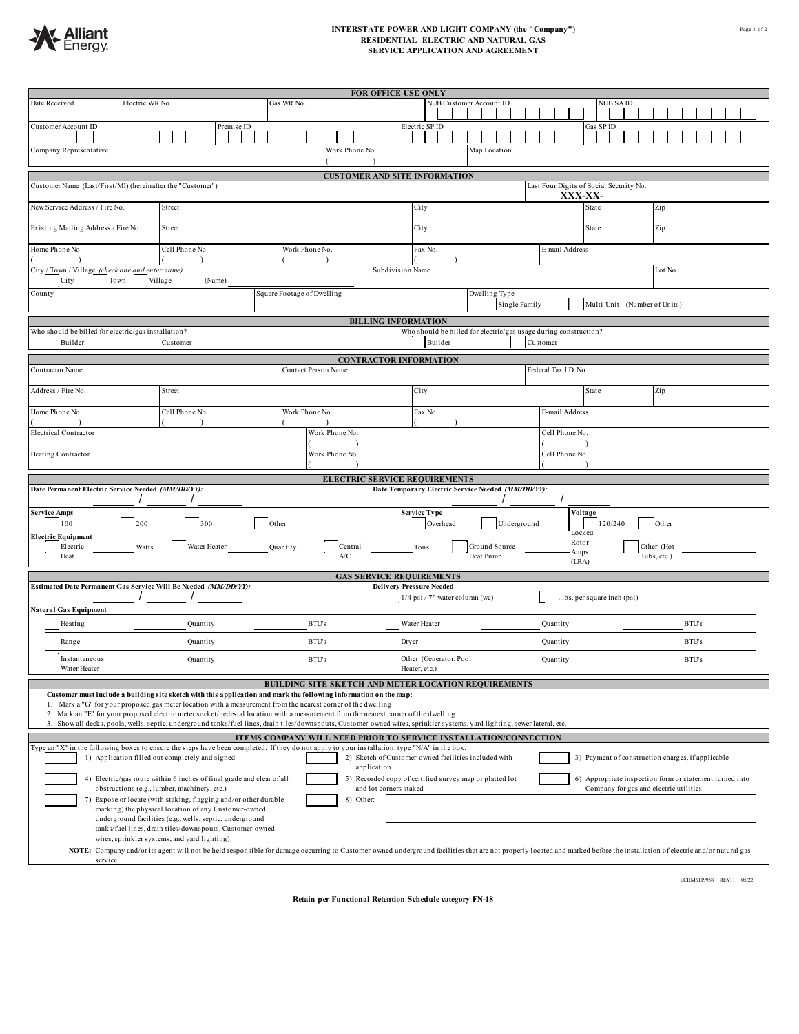Alliant Energy

# INTERSTATE POWER AND LIGHT COMPANY (the "Company")
## RESIDENTIAL ELECTRIC AND NATURAL GAS SERVICE APPLICATION AND AGREEMENT

### FOR OFFICE USE ONLY

| Date Received | Electric WR No. | Gas WR No. | NUB Customer Account ID | NUB SA ID |
|---|---|---|---|---|
| | | | | |

| Customer Account ID | Premise ID | Electric SP ID | Gas SP ID |
|---|---|---|---|
| | | | |

| Company Representative | Work Phone No. | Map Location |
|---|---|---|
| | ( ) | |

### CUSTOMER AND SITE INFORMATION

| Customer Name (Last/First/MI) (hereinafter the "Customer") | | | | Last Four Digits of Social Security No. XXX-XX- |
|---|---|---|---|---|
| New Service Address / Fire No. | Street | City | State | Zip |
| Existing Mailing Address / Fire No. | Street | City | State | Zip |

| Home Phone No. | Cell Phone No. | Work Phone No. | Fax No. | E-mail Address |
|---|---|---|---|---|
| ( ) | ( ) | ( ) | ( ) | |

| City / Town / Village *(check one and enter name)* ☐ City ☐ Town ☐ Village (Name) | Subdivision Name | Lot No. |
|---|---|---|
| | | |

| County | Square Footage of Dwelling | Dwelling Type ☐ Single Family ☐ Multi-Unit (Number of Units) |
|---|---|---|
| | | |

### BILLING INFORMATION

| Who should be billed for electric/gas installation? | Who should be billed for electric/gas usage during construction? |
|---|---|
| ☐ Builder ☐ Customer | ☐ Builder ☐ Customer |

### CONTRACTOR INFORMATION

| Contractor Name | Contact Person Name | Federal Tax I.D. No. |
|---|---|---|
| | | |

| Address / Fire No. | Street | City | State | Zip |
|---|---|---|---|---|
| | | | | |

| Home Phone No. | Cell Phone No. | Work Phone No. | Fax No. | E-mail Address |
|---|---|---|---|---|
| ( ) | ( ) | ( ) | ( ) | |

| Electrical Contractor | Work Phone No. | Cell Phone No. |
|---|---|---|
| | ( ) | ( ) |
| Heating Contractor | Work Phone No. | Cell Phone No. |
| | ( ) | ( ) |

### ELECTRIC SERVICE REQUIREMENTS

| **Date Permanent Electric Service Needed** *(MM/DD/YY)*: | **Date Temporary Electric Service Needed** *(MM/DD/YY)*: |
|---|---|
| / / | / / |

**Service Amps:** ☐ 100 ☐ 200 ☐ 300 ☐ Other ________

**Service Type:** ☐ Overhead ☐ Underground

**Voltage:** ☐ 120/240 ☐ Other ________

**Electric Equipment:** ☐ Electric Heat ______ Watts ☐ Water Heater ______ Quantity ☐ Central A/C ______ Tons ☐ Ground Source Heat Pump ______ Locked Rotor Amps (LRA) ☐ Other (Hot Tubs, etc.) ________

### GAS SERVICE REQUIREMENTS

| **Estimated Date Permanent Gas Service Will Be Needed** *(MM/DD/YY)*: | **Delivery Pressure Needed** |
|---|---|
| / / | ☐ 1/4 psi / 7" water column (wc) ☐ ! lbs. per square inch (psi) |

**Natural Gas Equipment**

| Equipment | Quantity | BTU's | Equipment | Quantity | BTU's |
|---|---|---|---|---|---|
| ☐ Heating | | | ☐ Water Heater | | |
| ☐ Range | | | ☐ Dryer | | |
| ☐ Instantaneous Water Heater | | | ☐ Other (Generator, Pool Heater, etc.) | | |

### BUILDING SITE SKETCH AND METER LOCATION REQUIREMENTS

**Customer must include a building site sketch with this application and mark the following information on the map:**

1. Mark a "G" for your proposed gas meter location with a measurement from the nearest corner of the dwelling
2. Mark an "E" for your proposed electric meter socket/pedestal location with a measurement from the nearest corner of the dwelling
3. Show all decks, pools, wells, septic, underground tanks/fuel lines, drain tiles/downspouts, Customer-owned wires, sprinkler systems, yard lighting, sewer lateral, etc.

### ITEMS COMPANY WILL NEED PRIOR TO SERVICE INSTALLATION/CONNECTION

Type an "X" in the following boxes to ensure the steps have been completed. If they do not apply to your installation, type "N/A" in the box.

- ☐ 1) Application filled out completely and signed
- ☐ 2) Sketch of Customer-owned facilities included with application
- ☐ 3) Payment of construction charges, if applicable
- ☐ 4) Electric/gas route within 6 inches of final grade and clear of all obstructions (e.g., lumber, machinery, etc.)
- ☐ 5) Recorded copy of certified survey map or platted lot and lot corners staked
- ☐ 6) Appropriate inspection form or statement turned into Company for gas and electric utilities
- ☐ 7) Expose or locate (with staking, flagging and/or other durable marking) the physical location of any Customer-owned underground facilities (e.g., wells, septic, underground tanks/fuel lines, drain tiles/downspouts, Customer-owned wires, sprinkler systems, and yard lighting)
- ☐ 8) Other: ________

**NOTE:** Company and/or its agent will not be held responsible for damage occurring to Customer-owned underground facilities that are not properly located and marked before the installation of electric and/or natural gas service.

ECRM6119958 REV. 1 05/22

**Retain per Functional Retention Schedule category FN-18**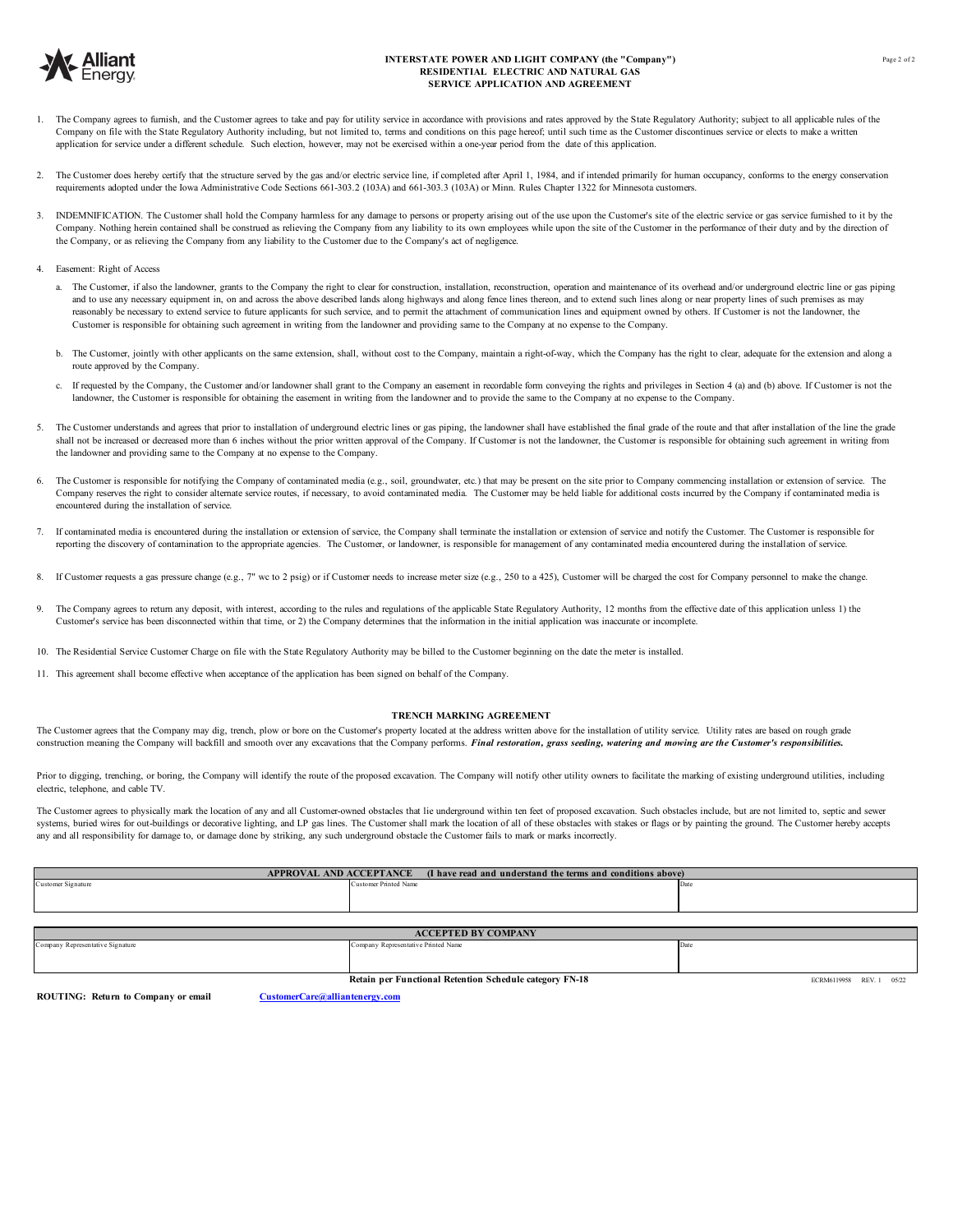**INTERSTATE POWER AND LIGHT COMPANY (the "Company")**
**RESIDENTIAL ELECTRIC AND NATURAL GAS**
**SERVICE APPLICATION AND AGREEMENT**

1. The Company agrees to furnish, and the Customer agrees to take and pay for utility service in accordance with provisions and rates approved by the State Regulatory Authority; subject to all applicable rules of the Company on file with the State Regulatory Authority including, but not limited to, terms and conditions on this page hereof; until such time as the Customer discontinues service or elects to make a written application for service under a different schedule. Such election, however, may not be exercised within a one-year period from the date of this application.

2. The Customer does hereby certify that the structure served by the gas and/or electric service line, if completed after April 1, 1984, and if intended primarily for human occupancy, conforms to the energy conservation requirements adopted under the Iowa Administrative Code Sections 661-303.2 (103A) and 661-303.3 (103A) or Minn. Rules Chapter 1322 for Minnesota customers.

3. INDEMNIFICATION. The Customer shall hold the Company harmless for any damage to persons or property arising out of the use upon the Customer's site of the electric service or gas service furnished to it by the Company. Nothing herein contained shall be construed as relieving the Company from any liability to its own employees while upon the site of the Customer in the performance of their duty and by the direction of the Company, or as relieving the Company from any liability to the Customer due to the Company's act of negligence.

4. Easement: Right of Access

   a. The Customer, if also the landowner, grants to the Company the right to clear for construction, installation, reconstruction, operation and maintenance of its overhead and/or underground electric line or gas piping and to use any necessary equipment in, on and across the above described lands along highways and along fence lines thereon, and to extend such lines along or near property lines of such premises as may reasonably be necessary to extend service to future applicants for such service, and to permit the attachment of communication lines and equipment owned by others. If Customer is not the landowner, the Customer is responsible for obtaining such agreement in writing from the landowner and providing same to the Company at no expense to the Company.

   b. The Customer, jointly with other applicants on the same extension, shall, without cost to the Company, maintain a right-of-way, which the Company has the right to clear, adequate for the extension and along a route approved by the Company.

   c. If requested by the Company, the Customer and/or landowner shall grant to the Company an easement in recordable form conveying the rights and privileges in Section 4 (a) and (b) above. If Customer is not the landowner, the Customer is responsible for obtaining the easement in writing from the landowner and to provide the same to the Company at no expense to the Company.

5. The Customer understands and agrees that prior to installation of underground electric lines or gas piping, the landowner shall have established the final grade of the route and that after installation of the line the grade shall not be increased or decreased more than 6 inches without the prior written approval of the Company. If Customer is not the landowner, the Customer is responsible for obtaining such agreement in writing from the landowner and providing same to the Company at no expense to the Company.

6. The Customer is responsible for notifying the Company of contaminated media (e.g., soil, groundwater, etc.) that may be present on the site prior to Company commencing installation or extension of service. The Company reserves the right to consider alternate service routes, if necessary, to avoid contaminated media. The Customer may be held liable for additional costs incurred by the Company if contaminated media is encountered during the installation of service.

7. If contaminated media is encountered during the installation or extension of service, the Company shall terminate the installation or extension of service and notify the Customer. The Customer is responsible for reporting the discovery of contamination to the appropriate agencies. The Customer, or landowner, is responsible for management of any contaminated media encountered during the installation of service.

8. If Customer requests a gas pressure change (e.g., 7" wc to 2 psig) or if Customer needs to increase meter size (e.g., 250 to a 425), Customer will be charged the cost for Company personnel to make the change.

9. The Company agrees to return any deposit, with interest, according to the rules and regulations of the applicable State Regulatory Authority, 12 months from the effective date of this application unless 1) the Customer's service has been disconnected within that time, or 2) the Company determines that the information in the initial application was inaccurate or incomplete.

10. The Residential Service Customer Charge on file with the State Regulatory Authority may be billed to the Customer beginning on the date the meter is installed.

11. This agreement shall become effective when acceptance of the application has been signed on behalf of the Company.

## TRENCH MARKING AGREEMENT

The Customer agrees that the Company may dig, trench, plow or bore on the Customer's property located at the address written above for the installation of utility service. Utility rates are based on rough grade construction meaning the Company will backfill and smooth over any excavations that the Company performs. ***Final restoration, grass seeding, watering and mowing are the Customer's responsibilities.***

Prior to digging, trenching, or boring, the Company will identify the route of the proposed excavation. The Company will notify other utility owners to facilitate the marking of existing underground utilities, including electric, telephone, and cable TV.

The Customer agrees to physically mark the location of any and all Customer-owned obstacles that lie underground within ten feet of proposed excavation. Such obstacles include, but are not limited to, septic and sewer systems, buried wires for out-buildings or decorative lighting, and LP gas lines. The Customer shall mark the location of all of these obstacles with stakes or flags or by painting the ground. The Customer hereby accepts any and all responsibility for damage to, or damage done by striking, any such underground obstacle the Customer fails to mark or marks incorrectly.

| APPROVAL AND ACCEPTANCE (I have read and understand the terms and conditions above) | | |
|---|---|---|
| Customer Signature | Customer Printed Name | Date |

| ACCEPTED BY COMPANY | | |
|---|---|---|
| Company Representative Signature | Company Representative Printed Name | Date |

**Retain per Functional Retention Schedule category FN-18**

ECRM6119958 REV. 1 05/22

**ROUTING: Return to Company or email** CustomerCare@alliantenergy.com